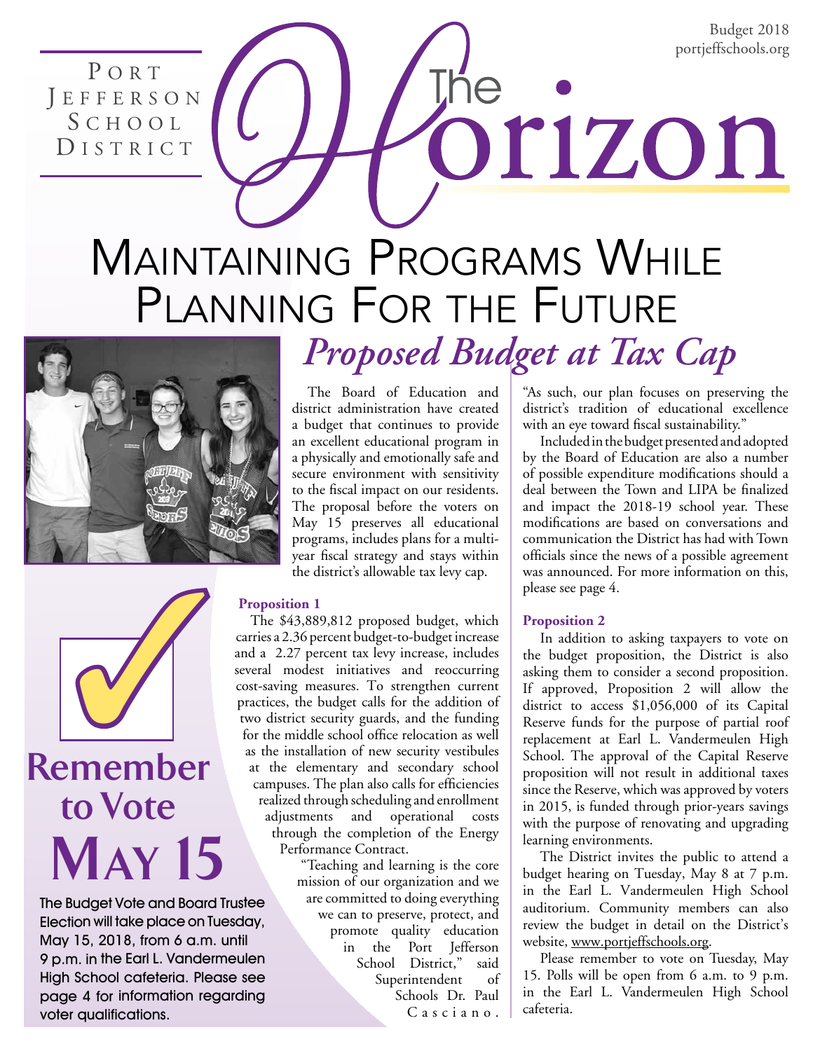Budget 2018
portjeffschools.org

Port Jefferson School District

# The Horizon

## Maintaining Programs While Planning For the Future

### *Proposed Budget at Tax Cap*

The Board of Education and district administration have created a budget that continues to provide an excellent educational program in a physically and emotionally safe and secure environment with sensitivity to the fiscal impact on our residents. The proposal before the voters on May 15 preserves all educational programs, includes plans for a multi-year fiscal strategy and stays within the district's allowable tax levy cap.

**Proposition 1**

The $43,889,812 proposed budget, which carries a 2.36 percent budget-to-budget increase and a 2.27 percent tax levy increase, includes several modest initiatives and reoccurring cost-saving measures. To strengthen current practices, the budget calls for the addition of two district security guards, and the funding for the middle school office relocation as well as the installation of new security vestibules at the elementary and secondary school campuses. The plan also calls for efficiencies realized through scheduling and enrollment adjustments and operational costs through the completion of the Energy Performance Contract.

"Teaching and learning is the core mission of our organization and we are committed to doing everything we can to preserve, protect, and promote quality education in the Port Jefferson School District," said Superintendent of Schools Dr. Paul Casciano. "As such, our plan focuses on preserving the district's tradition of educational excellence with an eye toward fiscal sustainability."

Included in the budget presented and adopted by the Board of Education are also a number of possible expenditure modifications should a deal between the Town and LIPA be finalized and impact the 2018-19 school year. These modifications are based on conversations and communication the District has had with Town officials since the news of a possible agreement was announced. For more information on this, please see page 4.

**Proposition 2**

In addition to asking taxpayers to vote on the budget proposition, the District is also asking them to consider a second proposition. If approved, Proposition 2 will allow the district to access $1,056,000 of its Capital Reserve funds for the purpose of partial roof replacement at Earl L. Vandermeulen High School. The approval of the Capital Reserve proposition will not result in additional taxes since the Reserve, which was approved by voters in 2015, is funded through prior-years savings with the purpose of renovating and upgrading learning environments.

The District invites the public to attend a budget hearing on Tuesday, May 8 at 7 p.m. in the Earl L. Vandermeulen High School auditorium. Community members can also review the budget in detail on the District's website, www.portjeffschools.org.

Please remember to vote on Tuesday, May 15. Polls will be open from 6 a.m. to 9 p.m. in the Earl L. Vandermeulen High School cafeteria.

## Remember to Vote May 15

The Budget Vote and Board Trustee Election will take place on Tuesday, May 15, 2018, from 6 a.m. until 9 p.m. in the Earl L. Vandermeulen High School cafeteria. Please see page 4 for information regarding voter qualifications.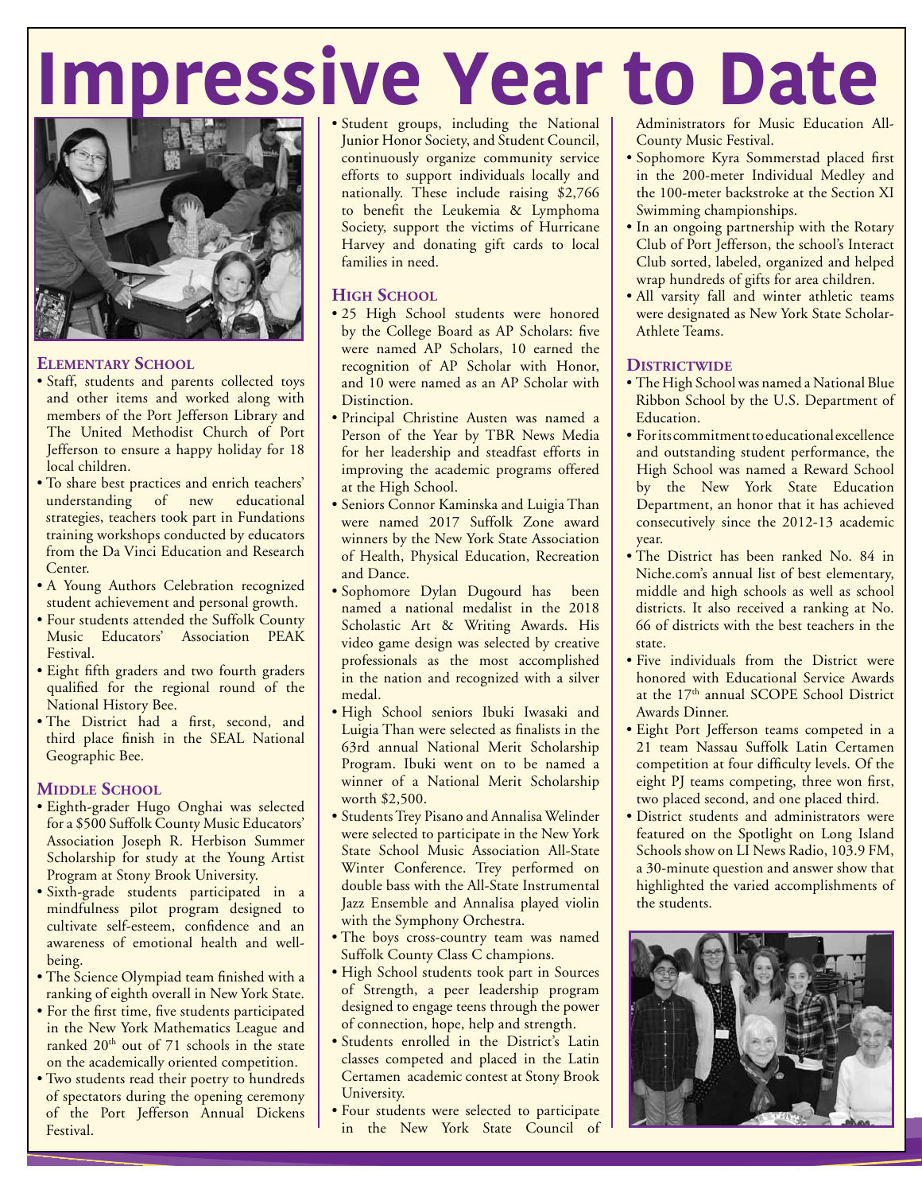# Impressive Year to Date

## Elementary School

- Staff, students and parents collected toys and other items and worked along with members of the Port Jefferson Library and The United Methodist Church of Port Jefferson to ensure a happy holiday for 18 local children.
- To share best practices and enrich teachers' understanding of new educational strategies, teachers took part in Fundations training workshops conducted by educators from the Da Vinci Education and Research Center.
- A Young Authors Celebration recognized student achievement and personal growth.
- Four students attended the Suffolk County Music Educators' Association PEAK Festival.
- Eight fifth graders and two fourth graders qualified for the regional round of the National History Bee.
- The District had a first, second, and third place finish in the SEAL National Geographic Bee.

## Middle School

- Eighth-grader Hugo Onghai was selected for a $500 Suffolk County Music Educators' Association Joseph R. Herbison Summer Scholarship for study at the Young Artist Program at Stony Brook University.
- Sixth-grade students participated in a mindfulness pilot program designed to cultivate self-esteem, confidence and an awareness of emotional health and well-being.
- The Science Olympiad team finished with a ranking of eighth overall in New York State.
- For the first time, five students participated in the New York Mathematics League and ranked 20th out of 71 schools in the state on the academically oriented competition.
- Two students read their poetry to hundreds of spectators during the opening ceremony of the Port Jefferson Annual Dickens Festival.
- Student groups, including the National Junior Honor Society, and Student Council, continuously organize community service efforts to support individuals locally and nationally. These include raising $2,766 to benefit the Leukemia & Lymphoma Society, support the victims of Hurricane Harvey and donating gift cards to local families in need.

## High School

- 25 High School students were honored by the College Board as AP Scholars: five were named AP Scholars, 10 earned the recognition of AP Scholar with Honor, and 10 were named as an AP Scholar with Distinction.
- Principal Christine Austen was named a Person of the Year by TBR News Media for her leadership and steadfast efforts in improving the academic programs offered at the High School.
- Seniors Connor Kaminska and Luigia Than were named 2017 Suffolk Zone award winners by the New York State Association of Health, Physical Education, Recreation and Dance.
- Sophomore Dylan Dugourd has been named a national medalist in the 2018 Scholastic Art & Writing Awards. His video game design was selected by creative professionals as the most accomplished in the nation and recognized with a silver medal.
- High School seniors Ibuki Iwasaki and Luigia Than were selected as finalists in the 63rd annual National Merit Scholarship Program. Ibuki went on to be named a winner of a National Merit Scholarship worth $2,500.
- Students Trey Pisano and Annalisa Welinder were selected to participate in the New York State School Music Association All-State Winter Conference. Trey performed on double bass with the All-State Instrumental Jazz Ensemble and Annalisa played violin with the Symphony Orchestra.
- The boys cross-country team was named Suffolk County Class C champions.
- High School students took part in Sources of Strength, a peer leadership program designed to engage teens through the power of connection, hope, help and strength.
- Students enrolled in the District's Latin classes competed and placed in the Latin Certamen academic contest at Stony Brook University.
- Four students were selected to participate in the New York State Council of Administrators for Music Education All-County Music Festival.
- Sophomore Kyra Sommerstad placed first in the 200-meter Individual Medley and the 100-meter backstroke at the Section XI Swimming championships.
- In an ongoing partnership with the Rotary Club of Port Jefferson, the school's Interact Club sorted, labeled, organized and helped wrap hundreds of gifts for area children.
- All varsity fall and winter athletic teams were designated as New York State Scholar-Athlete Teams.

## Districtwide

- The High School was named a National Blue Ribbon School by the U.S. Department of Education.
- For its commitment to educational excellence and outstanding student performance, the High School was named a Reward School by the New York State Education Department, an honor that it has achieved consecutively since the 2012-13 academic year.
- The District has been ranked No. 84 in Niche.com's annual list of best elementary, middle and high schools as well as school districts. It also received a ranking at No. 66 of districts with the best teachers in the state.
- Five individuals from the District were honored with Educational Service Awards at the 17th annual SCOPE School District Awards Dinner.
- Eight Port Jefferson teams competed in a 21 team Nassau Suffolk Latin Certamen competition at four difficulty levels. Of the eight PJ teams competing, three won first, two placed second, and one placed third.
- District students and administrators were featured on the Spotlight on Long Island Schools show on LI News Radio, 103.9 FM, a 30-minute question and answer show that highlighted the varied accomplishments of the students.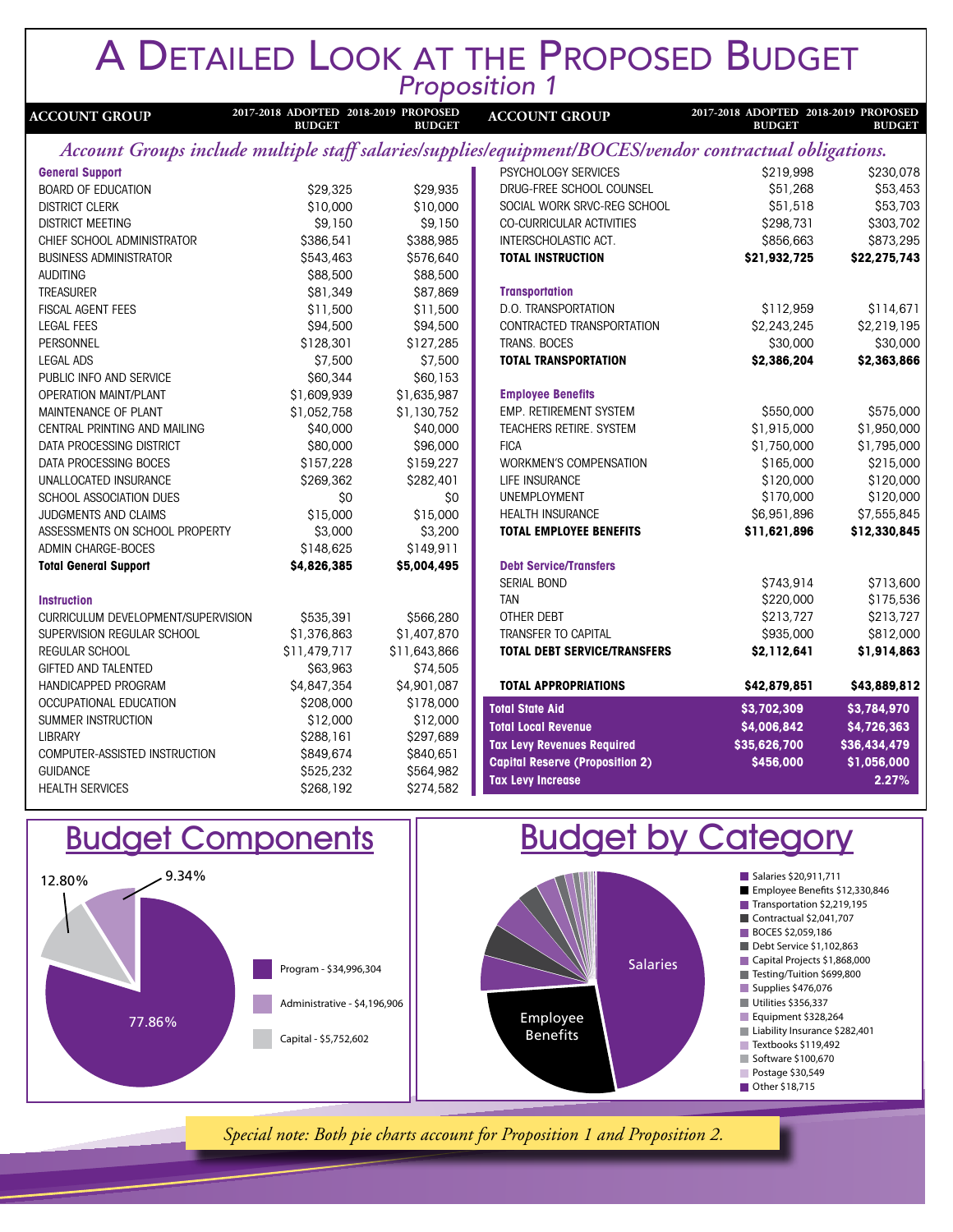# A Detailed Look at the Proposed Budget

## Proposition 1

*Account Groups include multiple staff salaries/supplies/equipment/BOCES/vendor contractual obligations.*

| ACCOUNT GROUP | 2017-2018 ADOPTED BUDGET | 2018-2019 PROPOSED BUDGET |
|---|---|---|
| **General Support** | | |
| BOARD OF EDUCATION | $29,325 | $29,935 |
| DISTRICT CLERK | $10,000 | $10,000 |
| DISTRICT MEETING | $9,150 | $9,150 |
| CHIEF SCHOOL ADMINISTRATOR | $386,541 | $388,985 |
| BUSINESS ADMINISTRATOR | $543,463 | $576,640 |
| AUDITING | $88,500 | $88,500 |
| TREASURER | $81,349 | $87,869 |
| FISCAL AGENT FEES | $11,500 | $11,500 |
| LEGAL FEES | $94,500 | $94,500 |
| PERSONNEL | $128,301 | $127,285 |
| LEGAL ADS | $7,500 | $7,500 |
| PUBLIC INFO AND SERVICE | $60,344 | $60,153 |
| OPERATION MAINT/PLANT | $1,609,939 | $1,635,987 |
| MAINTENANCE OF PLANT | $1,052,758 | $1,130,752 |
| CENTRAL PRINTING AND MAILING | $40,000 | $40,000 |
| DATA PROCESSING DISTRICT | $80,000 | $96,000 |
| DATA PROCESSING BOCES | $157,228 | $159,227 |
| UNALLOCATED INSURANCE | $269,362 | $282,401 |
| SCHOOL ASSOCIATION DUES | $0 | $0 |
| JUDGMENTS AND CLAIMS | $15,000 | $15,000 |
| ASSESSMENTS ON SCHOOL PROPERTY | $3,000 | $3,200 |
| ADMIN CHARGE-BOCES | $148,625 | $149,911 |
| **Total General Support** | **$4,826,385** | **$5,004,495** |
| **Instruction** | | |
| CURRICULUM DEVELOPMENT/SUPERVISION | $535,391 | $566,280 |
| SUPERVISION REGULAR SCHOOL | $1,376,863 | $1,407,870 |
| REGULAR SCHOOL | $11,479,717 | $11,643,866 |
| GIFTED AND TALENTED | $63,963 | $74,505 |
| HANDICAPPED PROGRAM | $4,847,354 | $4,901,087 |
| OCCUPATIONAL EDUCATION | $208,000 | $178,000 |
| SUMMER INSTRUCTION | $12,000 | $12,000 |
| LIBRARY | $288,161 | $297,689 |
| COMPUTER-ASSISTED INSTRUCTION | $849,674 | $840,651 |
| GUIDANCE | $525,232 | $564,982 |
| HEALTH SERVICES | $268,192 | $274,582 |
| PSYCHOLOGY SERVICES | $219,998 | $230,078 |
| DRUG-FREE SCHOOL COUNSEL | $51,268 | $53,453 |
| SOCIAL WORK SRVC-REG SCHOOL | $51,518 | $53,703 |
| CO-CURRICULAR ACTIVITIES | $298,731 | $303,702 |
| INTERSCHOLASTIC ACT. | $856,663 | $873,295 |
| **TOTAL INSTRUCTION** | **$21,932,725** | **$22,275,743** |
| **Transportation** | | |
| D.O. TRANSPORTATION | $112,959 | $114,671 |
| CONTRACTED TRANSPORTATION | $2,243,245 | $2,219,195 |
| TRANS. BOCES | $30,000 | $30,000 |
| **TOTAL TRANSPORTATION** | **$2,386,204** | **$2,363,866** |
| **Employee Benefits** | | |
| EMP. RETIREMENT SYSTEM | $550,000 | $575,000 |
| TEACHERS RETIRE. SYSTEM | $1,915,000 | $1,950,000 |
| FICA | $1,750,000 | $1,795,000 |
| WORKMEN'S COMPENSATION | $165,000 | $215,000 |
| LIFE INSURANCE | $120,000 | $120,000 |
| UNEMPLOYMENT | $170,000 | $120,000 |
| HEALTH INSURANCE | $6,951,896 | $7,555,845 |
| **TOTAL EMPLOYEE BENEFITS** | **$11,621,896** | **$12,330,845** |
| **Debt Service/Transfers** | | |
| SERIAL BOND | $743,914 | $713,600 |
| TAN | $220,000 | $175,536 |
| OTHER DEBT | $213,727 | $213,727 |
| TRANSFER TO CAPITAL | $935,000 | $812,000 |
| **TOTAL DEBT SERVICE/TRANSFERS** | **$2,112,641** | **$1,914,863** |
| **TOTAL APPROPRIATIONS** | **$42,879,851** | **$43,889,812** |
| **Total State Aid** | **$3,702,309** | **$3,784,970** |
| **Total Local Revenue** | **$4,006,842** | **$4,726,363** |
| **Tax Levy Revenues Required** | **$35,626,700** | **$36,434,479** |
| **Capital Reserve (Proposition 2)** | **$456,000** | **$1,056,000** |
| **Tax Levy Increase** | | **2.27%** |

## Budget Components

77.86%
12.80%
9.34%

Program - $34,996,304
Administrative - $4,196,906
Capital - $5,752,602

## Budget by Category

Salaries
Employee Benefits

Salaries $20,911,711
Employee Benefits $12,330,846
Transportation $2,219,195
Contractual $2,041,707
BOCES $2,059,186
Debt Service $1,102,863
Capital Projects $1,868,000
Testing/Tuition $699,800
Supplies $476,076
Utilities $356,337
Equipment $328,264
Liability Insurance $282,401
Textbooks $119,492
Software $100,670
Postage $30,549
Other $18,715

*Special note: Both pie charts account for Proposition 1 and Proposition 2.*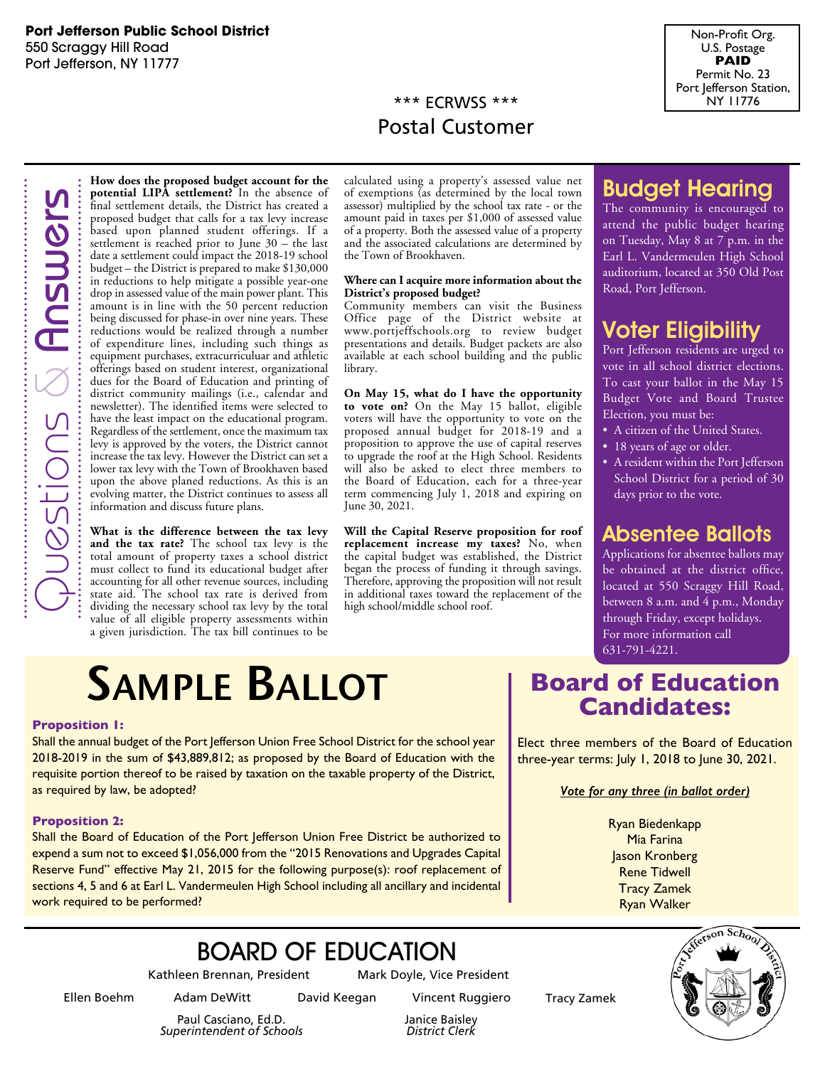**Port Jefferson Public School District**
550 Scraggy Hill Road
Port Jefferson, NY 11777

Non-Profit Org.
U.S. Postage
**PAID**
Permit No. 23
Port Jefferson Station,
NY 11776

\*\*\* ECRWSS \*\*\*
Postal Customer

## Questions & Answers

**How does the proposed budget account for the potential LIPA settlement?** In the absence of final settlement details, the District has created a proposed budget that calls for a tax levy increase based upon planned student offerings. If a settlement is reached prior to June 30 – the last date a settlement could impact the 2018-19 school budget – the District is prepared to make $130,000 in reductions to help mitigate a possible year-one drop in assessed value of the main power plant. This amount is in line with the 50 percent reduction being discussed for phase-in over nine years. These reductions would be realized through a number of expenditure lines, including such things as equipment purchases, extracurriculuar and athletic offerings based on student interest, organizational dues for the Board of Education and printing of district community mailings (i.e., calendar and newsletter). The identified items were selected to have the least impact on the educational program. Regardless of the settlement, once the maximum tax levy is approved by the voters, the District cannot increase the tax levy. However the District can set a lower tax levy with the Town of Brookhaven based upon the above planed reductions. As this is an evolving matter, the District continues to assess all information and discuss future plans.

**What is the difference between the tax levy and the tax rate?** The school tax levy is the total amount of property taxes a school district must collect to fund its educational budget after accounting for all other revenue sources, including state aid. The school tax rate is derived from dividing the necessary school tax levy by the total value of all eligible property assessments within a given jurisdiction. The tax bill continues to be calculated using a property's assessed value net of exemptions (as determined by the local town assessor) multiplied by the school tax rate - or the amount paid in taxes per $1,000 of assessed value of a property. Both the assessed value of a property and the associated calculations are determined by the Town of Brookhaven.

**Where can I acquire more information about the District's proposed budget?**
Community members can visit the Business Office page of the District website at www.portjeffschools.org to review budget presentations and details. Budget packets are also available at each school building and the public library.

**On May 15, what do I have the opportunity to vote on?** On the May 15 ballot, eligible voters will have the opportunity to vote on the proposed annual budget for 2018-19 and a proposition to approve the use of capital reserves to upgrade the roof at the High School. Residents will also be asked to elect three members to the Board of Education, each for a three-year term commencing July 1, 2018 and expiring on June 30, 2021.

**Will the Capital Reserve proposition for roof replacement increase my taxes?** No, when the capital budget was established, the District began the process of funding it through savings. Therefore, approving the proposition will not result in additional taxes toward the replacement of the high school/middle school roof.

## Budget Hearing

The community is encouraged to attend the public budget hearing on Tuesday, May 8 at 7 p.m. in the Earl L. Vandermeulen High School auditorium, located at 350 Old Post Road, Port Jefferson.

## Voter Eligibility

Port Jefferson residents are urged to vote in all school district elections. To cast your ballot in the May 15 Budget Vote and Board Trustee Election, you must be:

- A citizen of the United States.
- 18 years of age or older.
- A resident within the Port Jefferson School District for a period of 30 days prior to the vote.

## Absentee Ballots

Applications for absentee ballots may be obtained at the district office, located at 550 Scraggy Hill Road, between 8 a.m. and 4 p.m., Monday through Friday, except holidays. For more information call 631-791-4221.

# Sample Ballot

**Proposition 1:**
Shall the annual budget of the Port Jefferson Union Free School District for the school year 2018-2019 in the sum of $43,889,812; as proposed by the Board of Education with the requisite portion thereof to be raised by taxation on the taxable property of the District, as required by law, be adopted?

**Proposition 2:**
Shall the Board of Education of the Port Jefferson Union Free District be authorized to expend a sum not to exceed $1,056,000 from the "2015 Renovations and Upgrades Capital Reserve Fund" effective May 21, 2015 for the following purpose(s): roof replacement of sections 4, 5 and 6 at Earl L. Vandermeulen High School including all ancillary and incidental work required to be performed?

## Board of Education Candidates:

Elect three members of the Board of Education three-year terms: July 1, 2018 to June 30, 2021.

*Vote for any three (in ballot order)*

Ryan Biedenkapp
Mia Farina
Jason Kronberg
Rene Tidwell
Tracy Zamek
Ryan Walker

## BOARD OF EDUCATION

Kathleen Brennan, President
Mark Doyle, Vice President

Ellen Boehm
Adam DeWitt
David Keegan
Vincent Ruggiero
Tracy Zamek

Paul Casciano, Ed.D.
*Superintendent of Schools*

Janice Baisley
*District Clerk*

Port Jefferson School District